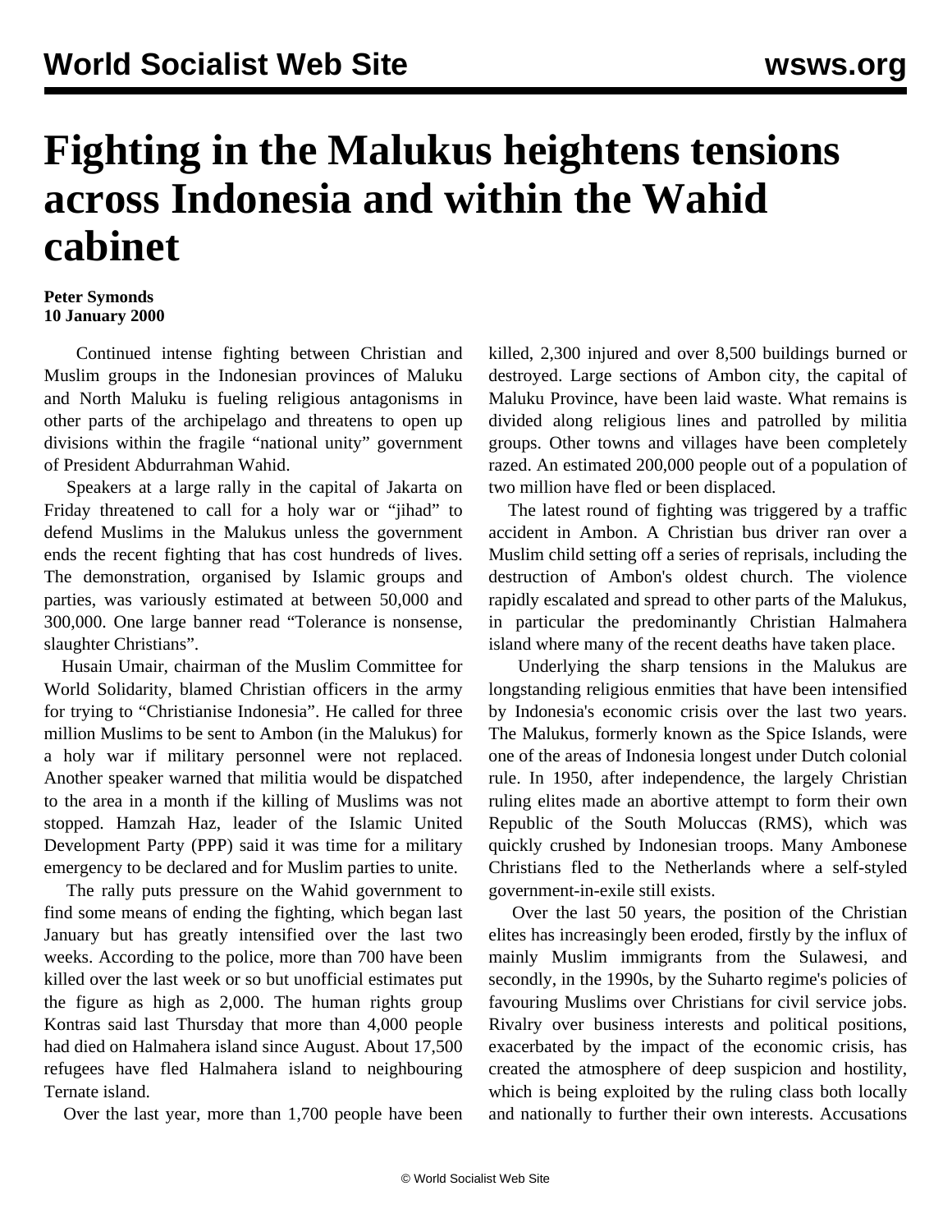# Fighting in the Malukus heightens tensions across Indonesia and within the Wahid cabinet

**Peter Symonds**
**10 January 2000**

Continued intense fighting between Christian and Muslim groups in the Indonesian provinces of Maluku and North Maluku is fueling religious antagonisms in other parts of the archipelago and threatens to open up divisions within the fragile "national unity" government of President Abdurrahman Wahid.

Speakers at a large rally in the capital of Jakarta on Friday threatened to call for a holy war or "jihad" to defend Muslims in the Malukus unless the government ends the recent fighting that has cost hundreds of lives. The demonstration, organised by Islamic groups and parties, was variously estimated at between 50,000 and 300,000. One large banner read "Tolerance is nonsense, slaughter Christians".

Husain Umair, chairman of the Muslim Committee for World Solidarity, blamed Christian officers in the army for trying to "Christianise Indonesia". He called for three million Muslims to be sent to Ambon (in the Malukus) for a holy war if military personnel were not replaced. Another speaker warned that militia would be dispatched to the area in a month if the killing of Muslims was not stopped. Hamzah Haz, leader of the Islamic United Development Party (PPP) said it was time for a military emergency to be declared and for Muslim parties to unite.

The rally puts pressure on the Wahid government to find some means of ending the fighting, which began last January but has greatly intensified over the last two weeks. According to the police, more than 700 have been killed over the last week or so but unofficial estimates put the figure as high as 2,000. The human rights group Kontras said last Thursday that more than 4,000 people had died on Halmahera island since August. About 17,500 refugees have fled Halmahera island to neighbouring Ternate island.

Over the last year, more than 1,700 people have been killed, 2,300 injured and over 8,500 buildings burned or destroyed. Large sections of Ambon city, the capital of Maluku Province, have been laid waste. What remains is divided along religious lines and patrolled by militia groups. Other towns and villages have been completely razed. An estimated 200,000 people out of a population of two million have fled or been displaced.

The latest round of fighting was triggered by a traffic accident in Ambon. A Christian bus driver ran over a Muslim child setting off a series of reprisals, including the destruction of Ambon's oldest church. The violence rapidly escalated and spread to other parts of the Malukus, in particular the predominantly Christian Halmahera island where many of the recent deaths have taken place.

Underlying the sharp tensions in the Malukus are longstanding religious enmities that have been intensified by Indonesia's economic crisis over the last two years. The Malukus, formerly known as the Spice Islands, were one of the areas of Indonesia longest under Dutch colonial rule. In 1950, after independence, the largely Christian ruling elites made an abortive attempt to form their own Republic of the South Moluccas (RMS), which was quickly crushed by Indonesian troops. Many Ambonese Christians fled to the Netherlands where a self-styled government-in-exile still exists.

Over the last 50 years, the position of the Christian elites has increasingly been eroded, firstly by the influx of mainly Muslim immigrants from the Sulawesi, and secondly, in the 1990s, by the Suharto regime's policies of favouring Muslims over Christians for civil service jobs. Rivalry over business interests and political positions, exacerbated by the impact of the economic crisis, has created the atmosphere of deep suspicion and hostility, which is being exploited by the ruling class both locally and nationally to further their own interests. Accusations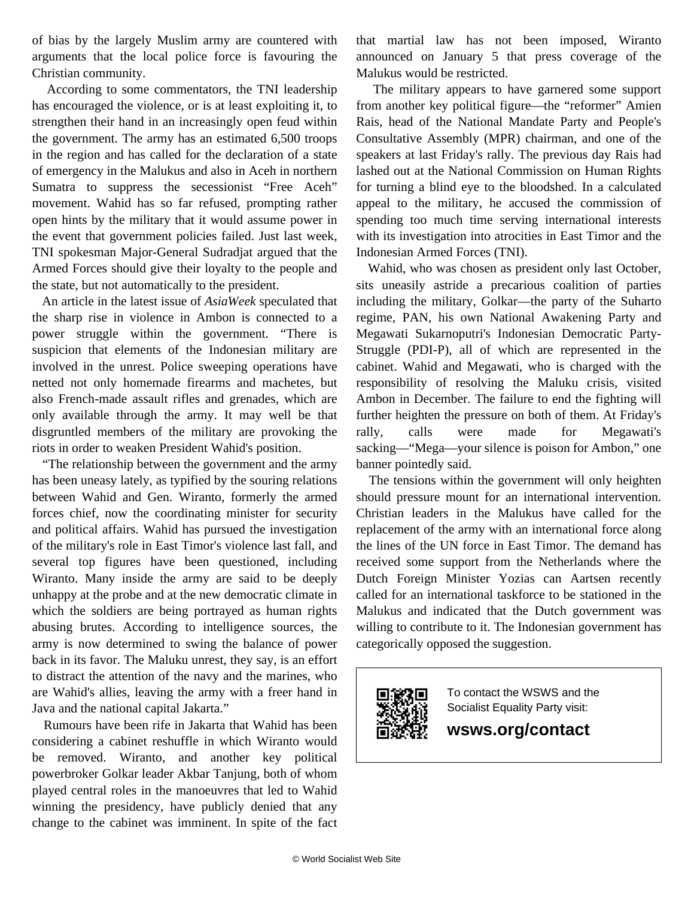of bias by the largely Muslim army are countered with arguments that the local police force is favouring the Christian community.

According to some commentators, the TNI leadership has encouraged the violence, or is at least exploiting it, to strengthen their hand in an increasingly open feud within the government. The army has an estimated 6,500 troops in the region and has called for the declaration of a state of emergency in the Malukus and also in Aceh in northern Sumatra to suppress the secessionist "Free Aceh" movement. Wahid has so far refused, prompting rather open hints by the military that it would assume power in the event that government policies failed. Just last week, TNI spokesman Major-General Sudradjat argued that the Armed Forces should give their loyalty to the people and the state, but not automatically to the president.

An article in the latest issue of *AsiaWeek* speculated that the sharp rise in violence in Ambon is connected to a power struggle within the government. "There is suspicion that elements of the Indonesian military are involved in the unrest. Police sweeping operations have netted not only homemade firearms and machetes, but also French-made assault rifles and grenades, which are only available through the army. It may well be that disgruntled members of the military are provoking the riots in order to weaken President Wahid's position.

"The relationship between the government and the army has been uneasy lately, as typified by the souring relations between Wahid and Gen. Wiranto, formerly the armed forces chief, now the coordinating minister for security and political affairs. Wahid has pursued the investigation of the military's role in East Timor's violence last fall, and several top figures have been questioned, including Wiranto. Many inside the army are said to be deeply unhappy at the probe and at the new democratic climate in which the soldiers are being portrayed as human rights abusing brutes. According to intelligence sources, the army is now determined to swing the balance of power back in its favor. The Maluku unrest, they say, is an effort to distract the attention of the navy and the marines, who are Wahid's allies, leaving the army with a freer hand in Java and the national capital Jakarta."

Rumours have been rife in Jakarta that Wahid has been considering a cabinet reshuffle in which Wiranto would be removed. Wiranto, and another key political powerbroker Golkar leader Akbar Tanjung, both of whom played central roles in the manoeuvres that led to Wahid winning the presidency, have publicly denied that any change to the cabinet was imminent. In spite of the fact that martial law has not been imposed, Wiranto announced on January 5 that press coverage of the Malukus would be restricted.

The military appears to have garnered some support from another key political figure—the "reformer" Amien Rais, head of the National Mandate Party and People's Consultative Assembly (MPR) chairman, and one of the speakers at last Friday's rally. The previous day Rais had lashed out at the National Commission on Human Rights for turning a blind eye to the bloodshed. In a calculated appeal to the military, he accused the commission of spending too much time serving international interests with its investigation into atrocities in East Timor and the Indonesian Armed Forces (TNI).

Wahid, who was chosen as president only last October, sits uneasily astride a precarious coalition of parties including the military, Golkar—the party of the Suharto regime, PAN, his own National Awakening Party and Megawati Sukarnoputri's Indonesian Democratic Party-Struggle (PDI-P), all of which are represented in the cabinet. Wahid and Megawati, who is charged with the responsibility of resolving the Maluku crisis, visited Ambon in December. The failure to end the fighting will further heighten the pressure on both of them. At Friday's rally, calls were made for Megawati's sacking—"Mega—your silence is poison for Ambon," one banner pointedly said.

The tensions within the government will only heighten should pressure mount for an international intervention. Christian leaders in the Malukus have called for the replacement of the army with an international force along the lines of the UN force in East Timor. The demand has received some support from the Netherlands where the Dutch Foreign Minister Yozias can Aartsen recently called for an international taskforce to be stationed in the Malukus and indicated that the Dutch government was willing to contribute to it. The Indonesian government has categorically opposed the suggestion.

To contact the WSWS and the Socialist Equality Party visit:

**wsws.org/contact**